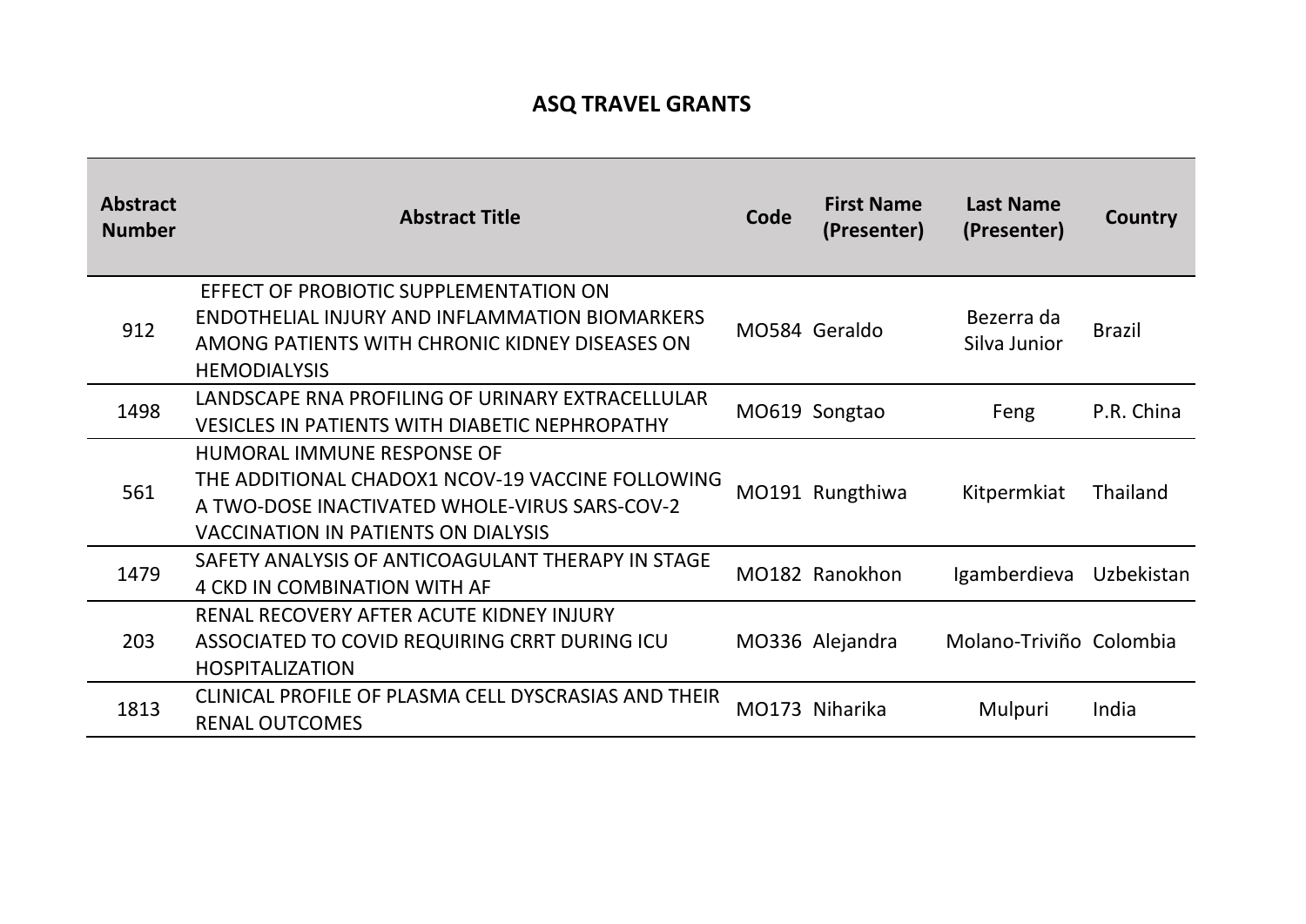# ASQ TRAVEL GRANTS

| Abstract Number | Abstract Title | Code | First Name (Presenter) | Last Name (Presenter) | Country |
|---|---|---|---|---|---|
| 912 | EFFECT OF PROBIOTIC SUPPLEMENTATION ON ENDOTHELIAL INJURY AND INFLAMMATION BIOMARKERS AMONG PATIENTS WITH CHRONIC KIDNEY DISEASES ON HEMODIALYSIS | MO584 | Geraldo | Bezerra da Silva Junior | Brazil |
| 1498 | LANDSCAPE RNA PROFILING OF URINARY EXTRACELLULAR VESICLES IN PATIENTS WITH DIABETIC NEPHROPATHY | MO619 | Songtao | Feng | P.R. China |
| 561 | HUMORAL IMMUNE RESPONSE OF THE ADDITIONAL CHADOX1 NCOV-19 VACCINE FOLLOWING A TWO-DOSE INACTIVATED WHOLE-VIRUS SARS-COV-2 VACCINATION IN PATIENTS ON DIALYSIS | MO191 | Rungthiwa | Kitpermkiat | Thailand |
| 1479 | SAFETY ANALYSIS OF ANTICOAGULANT THERAPY IN STAGE 4 CKD IN COMBINATION WITH AF | MO182 | Ranokhon | Igamberdieva | Uzbekistan |
| 203 | RENAL RECOVERY AFTER ACUTE KIDNEY INJURY ASSOCIATED TO COVID REQUIRING CRRT DURING ICU HOSPITALIZATION | MO336 | Alejandra | Molano-Triviño | Colombia |
| 1813 | CLINICAL PROFILE OF PLASMA CELL DYSCRASIAS AND THEIR RENAL OUTCOMES | MO173 | Niharika | Mulpuri | India |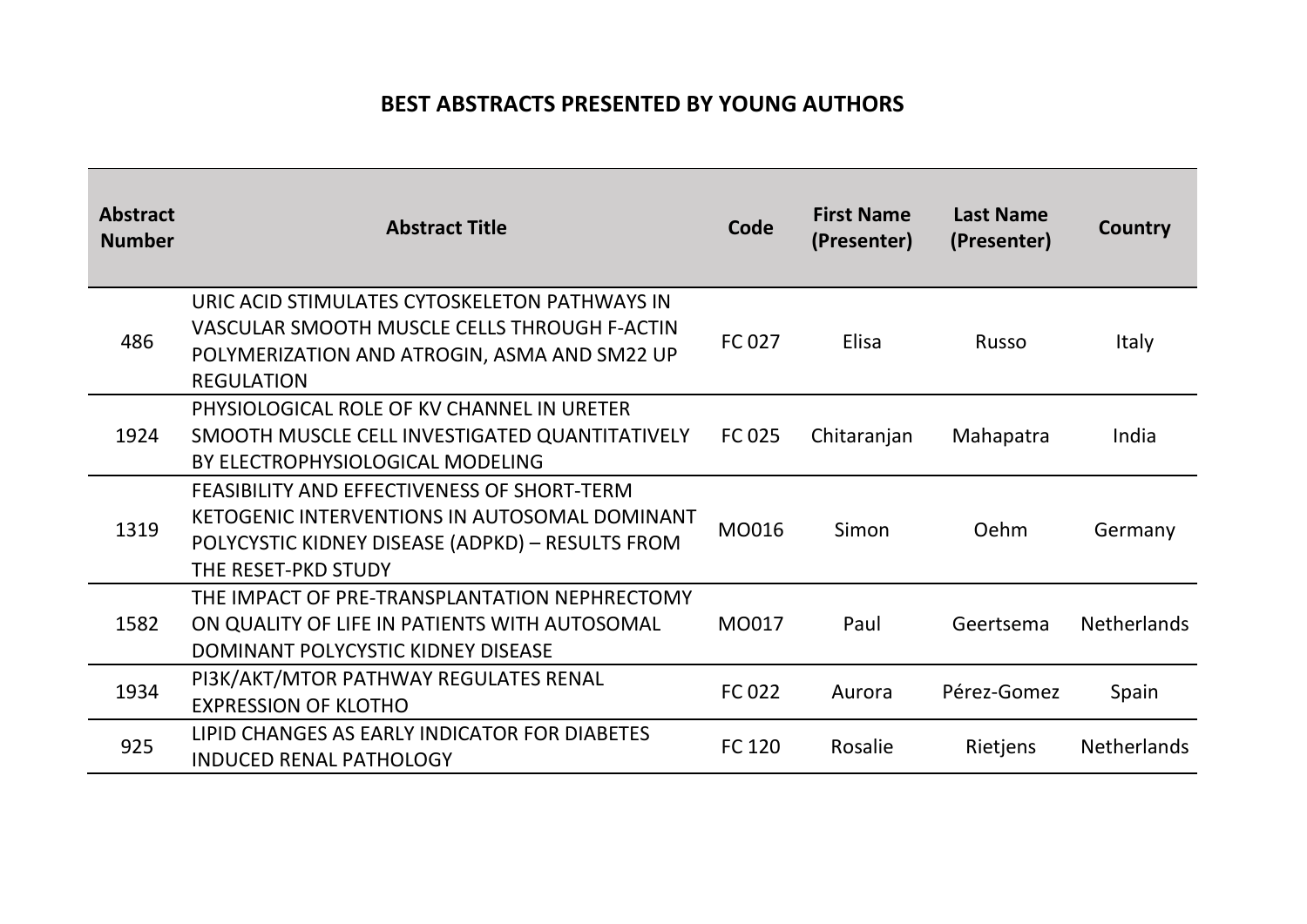# BEST ABSTRACTS PRESENTED BY YOUNG AUTHORS

| Abstract Number | Abstract Title | Code | First Name (Presenter) | Last Name (Presenter) | Country |
|---|---|---|---|---|---|
| 486 | URIC ACID STIMULATES CYTOSKELETON PATHWAYS IN VASCULAR SMOOTH MUSCLE CELLS THROUGH F-ACTIN POLYMERIZATION AND ATROGIN, ASMA AND SM22 UP REGULATION | FC 027 | Elisa | Russo | Italy |
| 1924 | PHYSIOLOGICAL ROLE OF KV CHANNEL IN URETER SMOOTH MUSCLE CELL INVESTIGATED QUANTITATIVELY BY ELECTROPHYSIOLOGICAL MODELING | FC 025 | Chitaranjan | Mahapatra | India |
| 1319 | FEASIBILITY AND EFFECTIVENESS OF SHORT-TERM KETOGENIC INTERVENTIONS IN AUTOSOMAL DOMINANT POLYCYSTIC KIDNEY DISEASE (ADPKD) – RESULTS FROM THE RESET-PKD STUDY | MO016 | Simon | Oehm | Germany |
| 1582 | THE IMPACT OF PRE-TRANSPLANTATION NEPHRECTOMY ON QUALITY OF LIFE IN PATIENTS WITH AUTOSOMAL DOMINANT POLYCYSTIC KIDNEY DISEASE | MO017 | Paul | Geertsema | Netherlands |
| 1934 | PI3K/AKT/MTOR PATHWAY REGULATES RENAL EXPRESSION OF KLOTHO | FC 022 | Aurora | Pérez-Gomez | Spain |
| 925 | LIPID CHANGES AS EARLY INDICATOR FOR DIABETES INDUCED RENAL PATHOLOGY | FC 120 | Rosalie | Rietjens | Netherlands |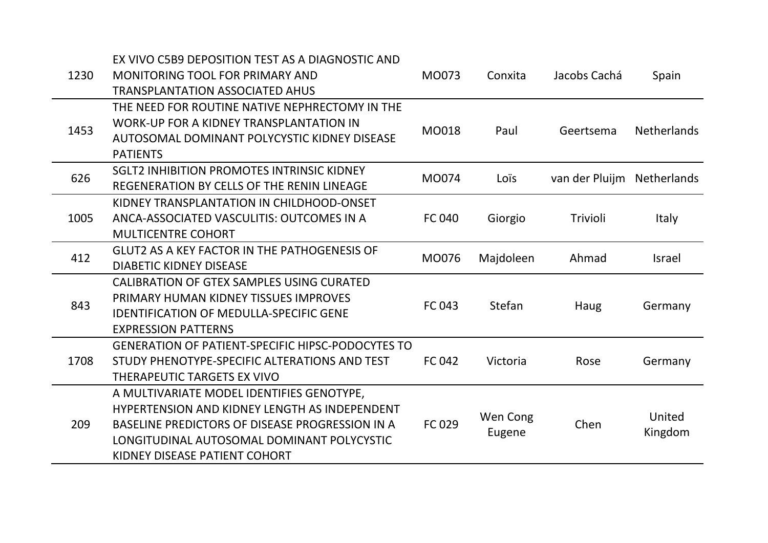| | | | | | |
|---|---|---|---|---|---|
| 1230 | EX VIVO C5B9 DEPOSITION TEST AS A DIAGNOSTIC AND MONITORING TOOL FOR PRIMARY AND TRANSPLANTATION ASSOCIATED AHUS | MO073 | Conxita | Jacobs Cachá | Spain |
| 1453 | THE NEED FOR ROUTINE NATIVE NEPHRECTOMY IN THE WORK-UP FOR A KIDNEY TRANSPLANTATION IN AUTOSOMAL DOMINANT POLYCYSTIC KIDNEY DISEASE PATIENTS | MO018 | Paul | Geertsema | Netherlands |
| 626 | SGLT2 INHIBITION PROMOTES INTRINSIC KIDNEY REGENERATION BY CELLS OF THE RENIN LINEAGE | MO074 | Loïs | van der Pluijm | Netherlands |
| 1005 | KIDNEY TRANSPLANTATION IN CHILDHOOD-ONSET ANCA-ASSOCIATED VASCULITIS: OUTCOMES IN A MULTICENTRE COHORT | FC 040 | Giorgio | Trivioli | Italy |
| 412 | GLUT2 AS A KEY FACTOR IN THE PATHOGENESIS OF DIABETIC KIDNEY DISEASE | MO076 | Majdoleen | Ahmad | Israel |
| 843 | CALIBRATION OF GTEX SAMPLES USING CURATED PRIMARY HUMAN KIDNEY TISSUES IMPROVES IDENTIFICATION OF MEDULLA-SPECIFIC GENE EXPRESSION PATTERNS | FC 043 | Stefan | Haug | Germany |
| 1708 | GENERATION OF PATIENT-SPECIFIC HIPSC-PODOCYTES TO STUDY PHENOTYPE-SPECIFIC ALTERATIONS AND TEST THERAPEUTIC TARGETS EX VIVO | FC 042 | Victoria | Rose | Germany |
| 209 | A MULTIVARIATE MODEL IDENTIFIES GENOTYPE, HYPERTENSION AND KIDNEY LENGTH AS INDEPENDENT BASELINE PREDICTORS OF DISEASE PROGRESSION IN A LONGITUDINAL AUTOSOMAL DOMINANT POLYCYSTIC KIDNEY DISEASE PATIENT COHORT | FC 029 | Wen Cong Eugene | Chen | United Kingdom |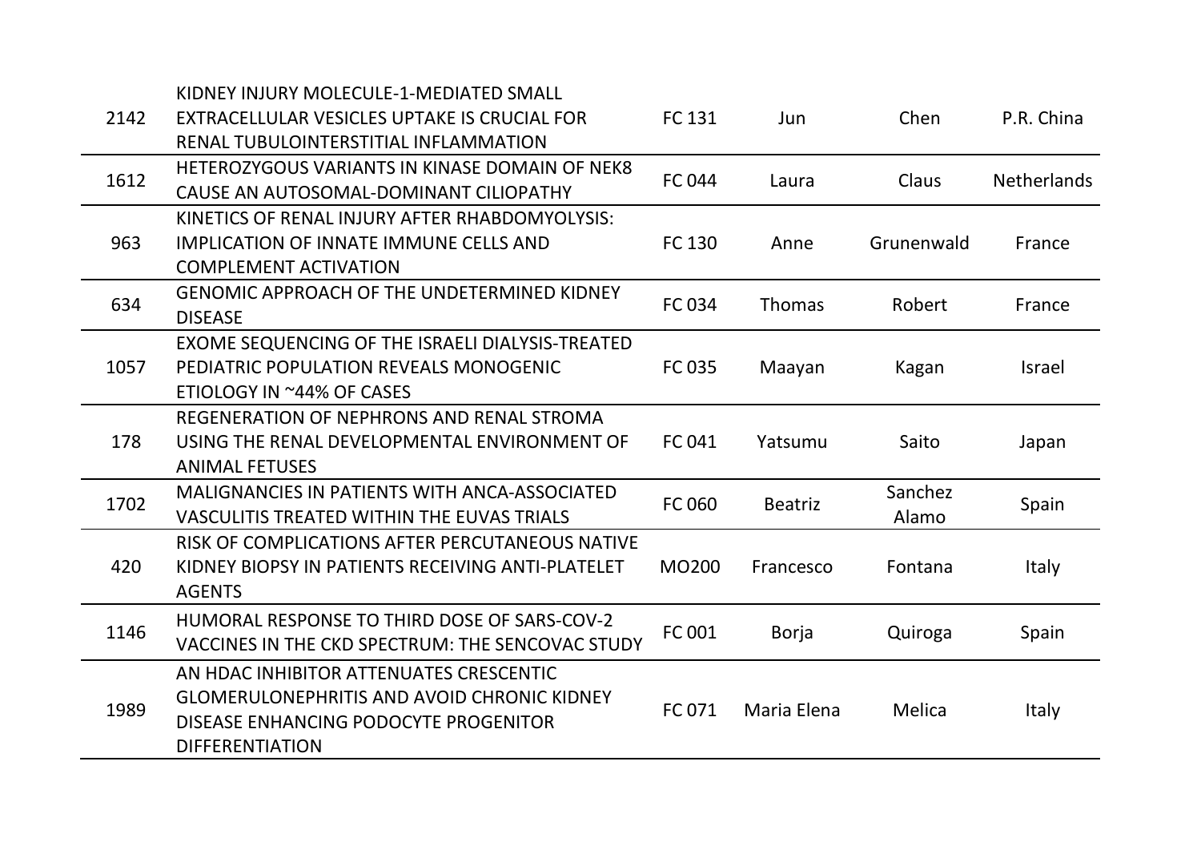| | | | | | |
|---|---|---|---|---|---|
| 2142 | KIDNEY INJURY MOLECULE-1-MEDIATED SMALL EXTRACELLULAR VESICLES UPTAKE IS CRUCIAL FOR RENAL TUBULOINTERSTITIAL INFLAMMATION | FC 131 | Jun | Chen | P.R. China |
| 1612 | HETEROZYGOUS VARIANTS IN KINASE DOMAIN OF NEK8 CAUSE AN AUTOSOMAL-DOMINANT CILIOPATHY | FC 044 | Laura | Claus | Netherlands |
| 963 | KINETICS OF RENAL INJURY AFTER RHABDOMYOLYSIS: IMPLICATION OF INNATE IMMUNE CELLS AND COMPLEMENT ACTIVATION | FC 130 | Anne | Grunenwald | France |
| 634 | GENOMIC APPROACH OF THE UNDETERMINED KIDNEY DISEASE | FC 034 | Thomas | Robert | France |
| 1057 | EXOME SEQUENCING OF THE ISRAELI DIALYSIS-TREATED PEDIATRIC POPULATION REVEALS MONOGENIC ETIOLOGY IN ~44% OF CASES | FC 035 | Maayan | Kagan | Israel |
| 178 | REGENERATION OF NEPHRONS AND RENAL STROMA USING THE RENAL DEVELOPMENTAL ENVIRONMENT OF ANIMAL FETUSES | FC 041 | Yatsumu | Saito | Japan |
| 1702 | MALIGNANCIES IN PATIENTS WITH ANCA-ASSOCIATED VASCULITIS TREATED WITHIN THE EUVAS TRIALS | FC 060 | Beatriz | Sanchez Alamo | Spain |
| 420 | RISK OF COMPLICATIONS AFTER PERCUTANEOUS NATIVE KIDNEY BIOPSY IN PATIENTS RECEIVING ANTI-PLATELET AGENTS | MO200 | Francesco | Fontana | Italy |
| 1146 | HUMORAL RESPONSE TO THIRD DOSE OF SARS-COV-2 VACCINES IN THE CKD SPECTRUM: THE SENCOVAC STUDY | FC 001 | Borja | Quiroga | Spain |
| 1989 | AN HDAC INHIBITOR ATTENUATES CRESCENTIC GLOMERULONEPHRITIS AND AVOID CHRONIC KIDNEY DISEASE ENHANCING PODOCYTE PROGENITOR DIFFERENTIATION | FC 071 | Maria Elena | Melica | Italy |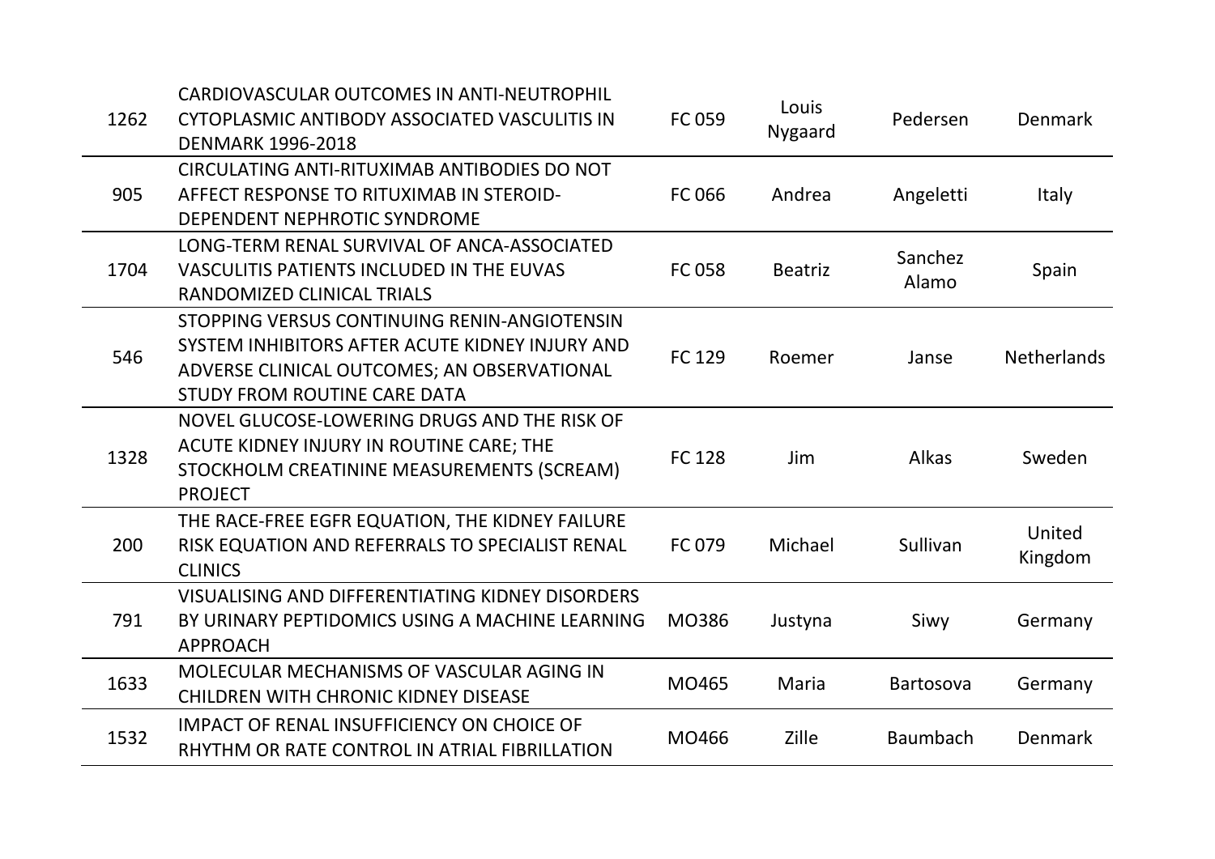| | | | | | |
|---|---|---|---|---|---|
| 1262 | CARDIOVASCULAR OUTCOMES IN ANTI-NEUTROPHIL CYTOPLASMIC ANTIBODY ASSOCIATED VASCULITIS IN DENMARK 1996-2018 | FC 059 | Louis Nygaard | Pedersen | Denmark |
| 905 | CIRCULATING ANTI-RITUXIMAB ANTIBODIES DO NOT AFFECT RESPONSE TO RITUXIMAB IN STEROID-DEPENDENT NEPHROTIC SYNDROME | FC 066 | Andrea | Angeletti | Italy |
| 1704 | LONG-TERM RENAL SURVIVAL OF ANCA-ASSOCIATED VASCULITIS PATIENTS INCLUDED IN THE EUVAS RANDOMIZED CLINICAL TRIALS | FC 058 | Beatriz | Sanchez Alamo | Spain |
| 546 | STOPPING VERSUS CONTINUING RENIN-ANGIOTENSIN SYSTEM INHIBITORS AFTER ACUTE KIDNEY INJURY AND ADVERSE CLINICAL OUTCOMES; AN OBSERVATIONAL STUDY FROM ROUTINE CARE DATA | FC 129 | Roemer | Janse | Netherlands |
| 1328 | NOVEL GLUCOSE-LOWERING DRUGS AND THE RISK OF ACUTE KIDNEY INJURY IN ROUTINE CARE; THE STOCKHOLM CREATININE MEASUREMENTS (SCREAM) PROJECT | FC 128 | Jim | Alkas | Sweden |
| 200 | THE RACE-FREE EGFR EQUATION, THE KIDNEY FAILURE RISK EQUATION AND REFERRALS TO SPECIALIST RENAL CLINICS | FC 079 | Michael | Sullivan | United Kingdom |
| 791 | VISUALISING AND DIFFERENTIATING KIDNEY DISORDERS BY URINARY PEPTIDOMICS USING A MACHINE LEARNING APPROACH | MO386 | Justyna | Siwy | Germany |
| 1633 | MOLECULAR MECHANISMS OF VASCULAR AGING IN CHILDREN WITH CHRONIC KIDNEY DISEASE | MO465 | Maria | Bartosova | Germany |
| 1532 | IMPACT OF RENAL INSUFFICIENCY ON CHOICE OF RHYTHM OR RATE CONTROL IN ATRIAL FIBRILLATION | MO466 | Zille | Baumbach | Denmark |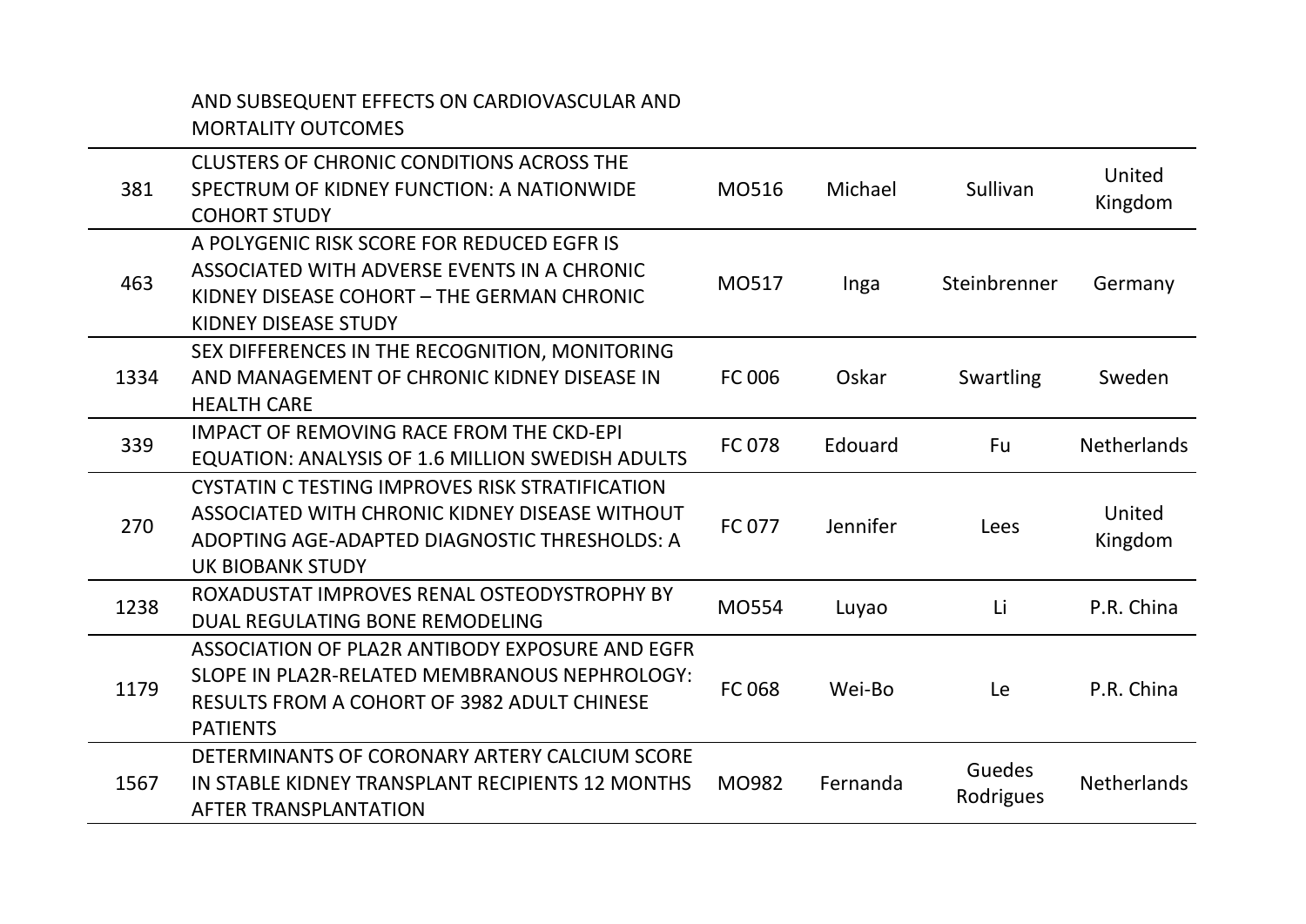| | | | | | |
|---|---|---|---|---|---|
| | AND SUBSEQUENT EFFECTS ON CARDIOVASCULAR AND MORTALITY OUTCOMES | | | | |
| 381 | CLUSTERS OF CHRONIC CONDITIONS ACROSS THE SPECTRUM OF KIDNEY FUNCTION: A NATIONWIDE COHORT STUDY | MO516 | Michael | Sullivan | United Kingdom |
| 463 | A POLYGENIC RISK SCORE FOR REDUCED EGFR IS ASSOCIATED WITH ADVERSE EVENTS IN A CHRONIC KIDNEY DISEASE COHORT – THE GERMAN CHRONIC KIDNEY DISEASE STUDY | MO517 | Inga | Steinbrenner | Germany |
| 1334 | SEX DIFFERENCES IN THE RECOGNITION, MONITORING AND MANAGEMENT OF CHRONIC KIDNEY DISEASE IN HEALTH CARE | FC 006 | Oskar | Swartling | Sweden |
| 339 | IMPACT OF REMOVING RACE FROM THE CKD-EPI EQUATION: ANALYSIS OF 1.6 MILLION SWEDISH ADULTS | FC 078 | Edouard | Fu | Netherlands |
| 270 | CYSTATIN C TESTING IMPROVES RISK STRATIFICATION ASSOCIATED WITH CHRONIC KIDNEY DISEASE WITHOUT ADOPTING AGE-ADAPTED DIAGNOSTIC THRESHOLDS: A UK BIOBANK STUDY | FC 077 | Jennifer | Lees | United Kingdom |
| 1238 | ROXADUSTAT IMPROVES RENAL OSTEODYSTROPHY BY DUAL REGULATING BONE REMODELING | MO554 | Luyao | Li | P.R. China |
| 1179 | ASSOCIATION OF PLA2R ANTIBODY EXPOSURE AND EGFR SLOPE IN PLA2R-RELATED MEMBRANOUS NEPHROLOGY: RESULTS FROM A COHORT OF 3982 ADULT CHINESE PATIENTS | FC 068 | Wei-Bo | Le | P.R. China |
| 1567 | DETERMINANTS OF CORONARY ARTERY CALCIUM SCORE IN STABLE KIDNEY TRANSPLANT RECIPIENTS 12 MONTHS AFTER TRANSPLANTATION | MO982 | Fernanda | Guedes Rodrigues | Netherlands |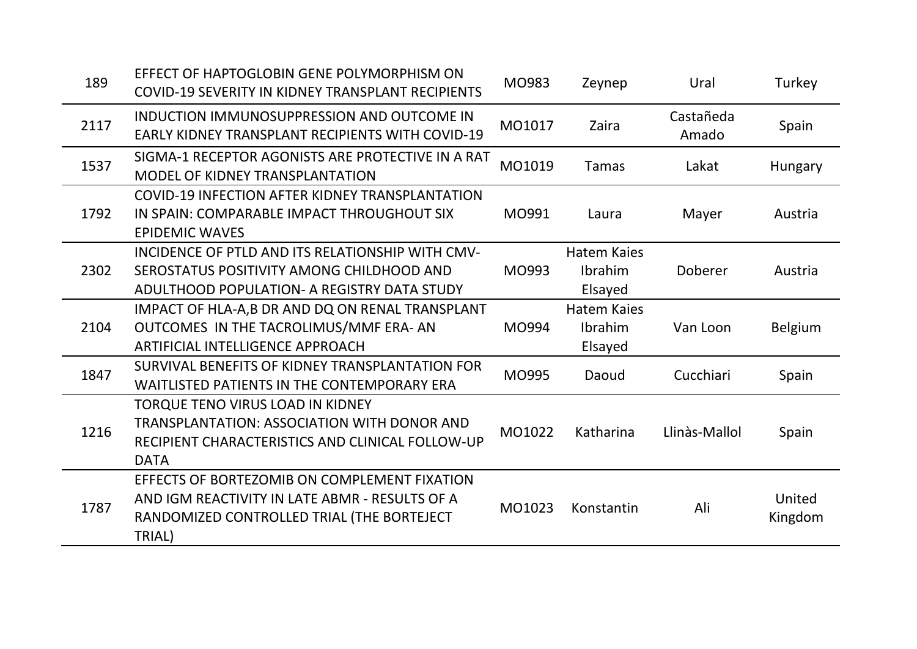| | | | | | |
|---|---|---|---|---|---|
| 189 | EFFECT OF HAPTOGLOBIN GENE POLYMORPHISM ON COVID-19 SEVERITY IN KIDNEY TRANSPLANT RECIPIENTS | MO983 | Zeynep | Ural | Turkey |
| 2117 | INDUCTION IMMUNOSUPPRESSION AND OUTCOME IN EARLY KIDNEY TRANSPLANT RECIPIENTS WITH COVID-19 | MO1017 | Zaira | Castañeda Amado | Spain |
| 1537 | SIGMA-1 RECEPTOR AGONISTS ARE PROTECTIVE IN A RAT MODEL OF KIDNEY TRANSPLANTATION | MO1019 | Tamas | Lakat | Hungary |
| 1792 | COVID-19 INFECTION AFTER KIDNEY TRANSPLANTATION IN SPAIN: COMPARABLE IMPACT THROUGHOUT SIX EPIDEMIC WAVES | MO991 | Laura | Mayer | Austria |
| 2302 | INCIDENCE OF PTLD AND ITS RELATIONSHIP WITH CMV-SEROSTATUS POSITIVITY AMONG CHILDHOOD AND ADULTHOOD POPULATION- A REGISTRY DATA STUDY | MO993 | Hatem Kaies Ibrahim Elsayed | Doberer | Austria |
| 2104 | IMPACT OF HLA-A,B DR AND DQ ON RENAL TRANSPLANT OUTCOMES IN THE TACROLIMUS/MMF ERA- AN ARTIFICIAL INTELLIGENCE APPROACH | MO994 | Hatem Kaies Ibrahim Elsayed | Van Loon | Belgium |
| 1847 | SURVIVAL BENEFITS OF KIDNEY TRANSPLANTATION FOR WAITLISTED PATIENTS IN THE CONTEMPORARY ERA | MO995 | Daoud | Cucchiari | Spain |
| 1216 | TORQUE TENO VIRUS LOAD IN KIDNEY TRANSPLANTATION: ASSOCIATION WITH DONOR AND RECIPIENT CHARACTERISTICS AND CLINICAL FOLLOW-UP DATA | MO1022 | Katharina | Llinàs-Mallol | Spain |
| 1787 | EFFECTS OF BORTEZOMIB ON COMPLEMENT FIXATION AND IGM REACTIVITY IN LATE ABMR - RESULTS OF A RANDOMIZED CONTROLLED TRIAL (THE BORTEJECT TRIAL) | MO1023 | Konstantin | Ali | United Kingdom |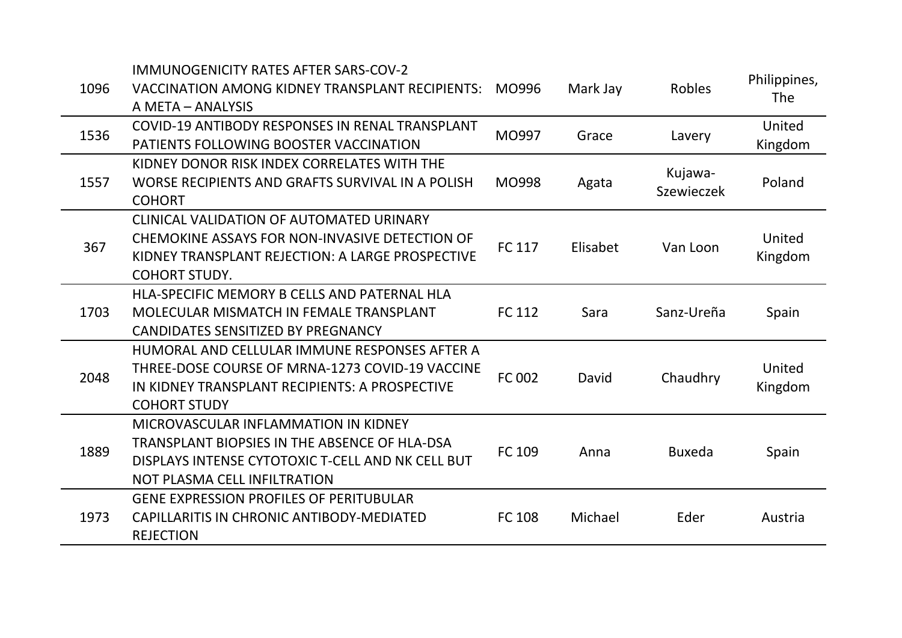| | | | | | |
|---|---|---|---|---|---|
| 1096 | IMMUNOGENICITY RATES AFTER SARS-COV-2 VACCINATION AMONG KIDNEY TRANSPLANT RECIPIENTS: A META – ANALYSIS | MO996 | Mark Jay | Robles | Philippines, The |
| 1536 | COVID-19 ANTIBODY RESPONSES IN RENAL TRANSPLANT PATIENTS FOLLOWING BOOSTER VACCINATION | MO997 | Grace | Lavery | United Kingdom |
| 1557 | KIDNEY DONOR RISK INDEX CORRELATES WITH THE WORSE RECIPIENTS AND GRAFTS SURVIVAL IN A POLISH COHORT | MO998 | Agata | Kujawa-Szewieczek | Poland |
| 367 | CLINICAL VALIDATION OF AUTOMATED URINARY CHEMOKINE ASSAYS FOR NON-INVASIVE DETECTION OF KIDNEY TRANSPLANT REJECTION: A LARGE PROSPECTIVE COHORT STUDY. | FC 117 | Elisabet | Van Loon | United Kingdom |
| 1703 | HLA-SPECIFIC MEMORY B CELLS AND PATERNAL HLA MOLECULAR MISMATCH IN FEMALE TRANSPLANT CANDIDATES SENSITIZED BY PREGNANCY | FC 112 | Sara | Sanz-Ureña | Spain |
| 2048 | HUMORAL AND CELLULAR IMMUNE RESPONSES AFTER A THREE-DOSE COURSE OF MRNA-1273 COVID-19 VACCINE IN KIDNEY TRANSPLANT RECIPIENTS: A PROSPECTIVE COHORT STUDY | FC 002 | David | Chaudhry | United Kingdom |
| 1889 | MICROVASCULAR INFLAMMATION IN KIDNEY TRANSPLANT BIOPSIES IN THE ABSENCE OF HLA-DSA DISPLAYS INTENSE CYTOTOXIC T-CELL AND NK CELL BUT NOT PLASMA CELL INFILTRATION | FC 109 | Anna | Buxeda | Spain |
| 1973 | GENE EXPRESSION PROFILES OF PERITUBULAR CAPILLARITIS IN CHRONIC ANTIBODY-MEDIATED REJECTION | FC 108 | Michael | Eder | Austria |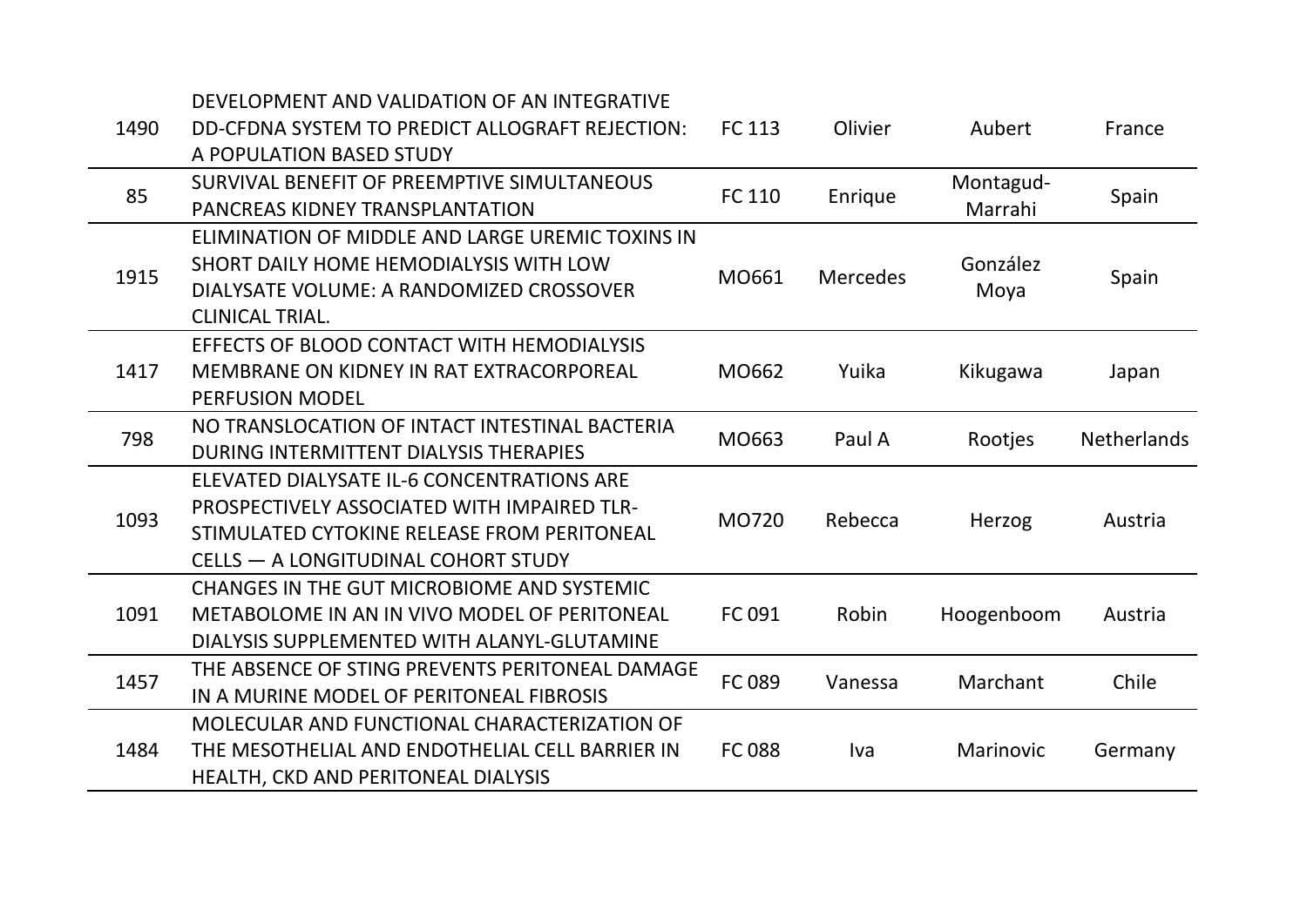| | | | | | |
|---|---|---|---|---|---|
| 1490 | DEVELOPMENT AND VALIDATION OF AN INTEGRATIVE DD-CFDNA SYSTEM TO PREDICT ALLOGRAFT REJECTION: A POPULATION BASED STUDY | FC 113 | Olivier | Aubert | France |
| 85 | SURVIVAL BENEFIT OF PREEMPTIVE SIMULTANEOUS PANCREAS KIDNEY TRANSPLANTATION | FC 110 | Enrique | Montagud-Marrahi | Spain |
| 1915 | ELIMINATION OF MIDDLE AND LARGE UREMIC TOXINS IN SHORT DAILY HOME HEMODIALYSIS WITH LOW DIALYSATE VOLUME: A RANDOMIZED CROSSOVER CLINICAL TRIAL. | MO661 | Mercedes | González Moya | Spain |
| 1417 | EFFECTS OF BLOOD CONTACT WITH HEMODIALYSIS MEMBRANE ON KIDNEY IN RAT EXTRACORPOREAL PERFUSION MODEL | MO662 | Yuika | Kikugawa | Japan |
| 798 | NO TRANSLOCATION OF INTACT INTESTINAL BACTERIA DURING INTERMITTENT DIALYSIS THERAPIES | MO663 | Paul A | Rootjes | Netherlands |
| 1093 | ELEVATED DIALYSATE IL-6 CONCENTRATIONS ARE PROSPECTIVELY ASSOCIATED WITH IMPAIRED TLR-STIMULATED CYTOKINE RELEASE FROM PERITONEAL CELLS — A LONGITUDINAL COHORT STUDY | MO720 | Rebecca | Herzog | Austria |
| 1091 | CHANGES IN THE GUT MICROBIOME AND SYSTEMIC METABOLOME IN AN IN VIVO MODEL OF PERITONEAL DIALYSIS SUPPLEMENTED WITH ALANYL-GLUTAMINE | FC 091 | Robin | Hoogenboom | Austria |
| 1457 | THE ABSENCE OF STING PREVENTS PERITONEAL DAMAGE IN A MURINE MODEL OF PERITONEAL FIBROSIS | FC 089 | Vanessa | Marchant | Chile |
| 1484 | MOLECULAR AND FUNCTIONAL CHARACTERIZATION OF THE MESOTHELIAL AND ENDOTHELIAL CELL BARRIER IN HEALTH, CKD AND PERITONEAL DIALYSIS | FC 088 | Iva | Marinovic | Germany |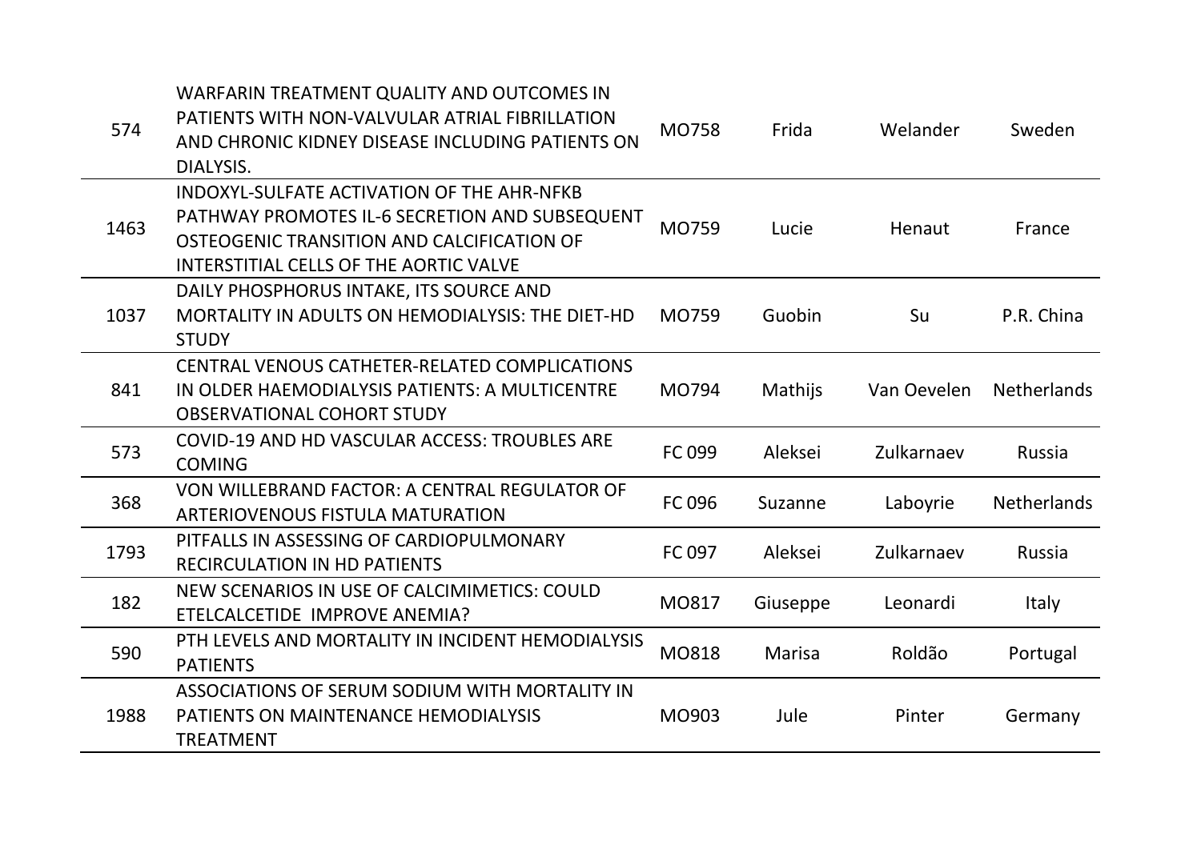| | | | | | |
|---|---|---|---|---|---|
| 574 | WARFARIN TREATMENT QUALITY AND OUTCOMES IN PATIENTS WITH NON-VALVULAR ATRIAL FIBRILLATION AND CHRONIC KIDNEY DISEASE INCLUDING PATIENTS ON DIALYSIS. | MO758 | Frida | Welander | Sweden |
| 1463 | INDOXYL-SULFATE ACTIVATION OF THE AHR-NFKB PATHWAY PROMOTES IL-6 SECRETION AND SUBSEQUENT OSTEOGENIC TRANSITION AND CALCIFICATION OF INTERSTITIAL CELLS OF THE AORTIC VALVE | MO759 | Lucie | Henaut | France |
| 1037 | DAILY PHOSPHORUS INTAKE, ITS SOURCE AND MORTALITY IN ADULTS ON HEMODIALYSIS: THE DIET-HD STUDY | MO759 | Guobin | Su | P.R. China |
| 841 | CENTRAL VENOUS CATHETER-RELATED COMPLICATIONS IN OLDER HAEMODIALYSIS PATIENTS: A MULTICENTRE OBSERVATIONAL COHORT STUDY | MO794 | Mathijs | Van Oevelen | Netherlands |
| 573 | COVID-19 AND HD VASCULAR ACCESS: TROUBLES ARE COMING | FC 099 | Aleksei | Zulkarnaev | Russia |
| 368 | VON WILLEBRAND FACTOR: A CENTRAL REGULATOR OF ARTERIOVENOUS FISTULA MATURATION | FC 096 | Suzanne | Laboyrie | Netherlands |
| 1793 | PITFALLS IN ASSESSING OF CARDIOPULMONARY RECIRCULATION IN HD PATIENTS | FC 097 | Aleksei | Zulkarnaev | Russia |
| 182 | NEW SCENARIOS IN USE OF CALCIMIMETICS: COULD ETELCALCETIDE IMPROVE ANEMIA? | MO817 | Giuseppe | Leonardi | Italy |
| 590 | PTH LEVELS AND MORTALITY IN INCIDENT HEMODIALYSIS PATIENTS | MO818 | Marisa | Roldão | Portugal |
| 1988 | ASSOCIATIONS OF SERUM SODIUM WITH MORTALITY IN PATIENTS ON MAINTENANCE HEMODIALYSIS TREATMENT | MO903 | Jule | Pinter | Germany |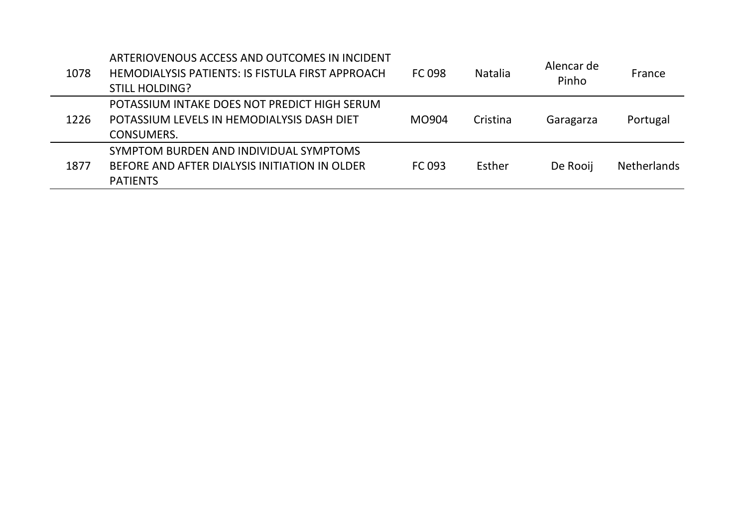| | | | | | |
|---|---|---|---|---|---|
| 1078 | ARTERIOVENOUS ACCESS AND OUTCOMES IN INCIDENT HEMODIALYSIS PATIENTS: IS FISTULA FIRST APPROACH STILL HOLDING? | FC 098 | Natalia | Alencar de Pinho | France |
| 1226 | POTASSIUM INTAKE DOES NOT PREDICT HIGH SERUM POTASSIUM LEVELS IN HEMODIALYSIS DASH DIET CONSUMERS. | MO904 | Cristina | Garagarza | Portugal |
| 1877 | SYMPTOM BURDEN AND INDIVIDUAL SYMPTOMS BEFORE AND AFTER DIALYSIS INITIATION IN OLDER PATIENTS | FC 093 | Esther | De Rooij | Netherlands |